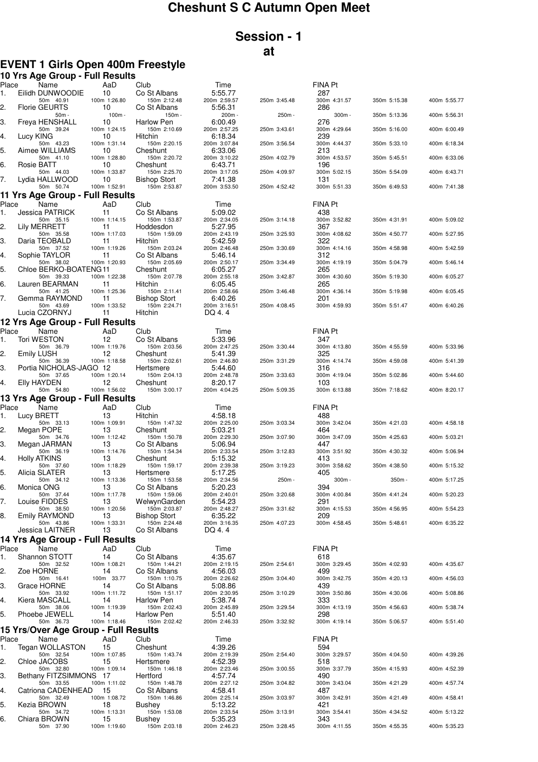# Cheshunt S C Autumn Open Meet

## Session - 1

## at

### EVENT 1 Girls Open 400m Freestyle

#### 10 Yrs Age Group - Full Results

| Place | Name | AaD | Club | Time | | FINA Pt | | |
|---|---|---|---|---|---|---|---|---|
| 1. | Eilidh DUNWOODIE | 10 | Co St Albans | 5:55.77 | | 287 | | |
| | 50m 40.91 | 100m 1:26.80 | 150m 2:12.48 | 200m 2:59.57 | 250m 3:45.48 | 300m 4:31.57 | 350m 5:15.38 | 400m 5:55.77 |
| 2. | Florie GEURTS | 10 | Co St Albans | 5:56.31 | | 286 | | |
| | 50m - | 100m - | 150m - | 200m - | 250m - | 300m - | 350m 5:13.36 | 400m 5:56.31 |
| 3. | Freya HENSHALL | 10 | Harlow Pen | 6:00.49 | | 276 | | |
| | 50m 39.24 | 100m 1:24.15 | 150m 2:10.69 | 200m 2:57.25 | 250m 3:43.61 | 300m 4:29.64 | 350m 5:16.00 | 400m 6:00.49 |
| 4. | Lucy KING | 10 | Hitchin | 6:18.34 | | 239 | | |
| | 50m 43.23 | 100m 1:31.14 | 150m 2:20.15 | 200m 3:07.84 | 250m 3:56.54 | 300m 4:44.37 | 350m 5:33.10 | 400m 6:18.34 |
| 5. | Aimee WILLIAMS | 10 | Cheshunt | 6:33.06 | | 213 | | |
| | 50m 41.10 | 100m 1:28.80 | 150m 2:20.72 | 200m 3:10.22 | 250m 4:02.79 | 300m 4:53.57 | 350m 5:45.51 | 400m 6:33.06 |
| 6. | Rosie BATT | 10 | Cheshunt | 6:43.71 | | 196 | | |
| | 50m 44.03 | 100m 1:33.87 | 150m 2:25.70 | 200m 3:17.05 | 250m 4:09.97 | 300m 5:02.15 | 350m 5:54.09 | 400m 6:43.71 |
| 7. | Lydia HALLWOOD | 10 | Bishop Stort | 7:41.38 | | 131 | | |
| | 50m 50.74 | 100m 1:52.91 | 150m 2:53.87 | 200m 3:53.50 | 250m 4:52.42 | 300m 5:51.33 | 350m 6:49.53 | 400m 7:41.38 |

#### 11 Yrs Age Group - Full Results

| Place | Name | AaD | Club | Time | | FINA Pt | | |
|---|---|---|---|---|---|---|---|---|
| 1. | Jessica PATRICK | 11 | Co St Albans | 5:09.02 | | 438 | | |
| | 50m 35.15 | 100m 1:14.15 | 150m 1:53.87 | 200m 2:34.05 | 250m 3:14.18 | 300m 3:52.82 | 350m 4:31.91 | 400m 5:09.02 |
| 2. | Lily MERRETT | 11 | Hoddesdon | 5:27.95 | | 367 | | |
| | 50m 35.58 | 100m 1:17.03 | 150m 1:59.09 | 200m 2:43.19 | 250m 3:25.93 | 300m 4:08.62 | 350m 4:50.77 | 400m 5:27.95 |
| 3. | Daria TEOBALD | 11 | Hitchin | 5:42.59 | | 322 | | |
| | 50m 37.52 | 100m 1:19.26 | 150m 2:03.24 | 200m 2:46.48 | 250m 3:30.69 | 300m 4:14.16 | 350m 4:58.98 | 400m 5:42.59 |
| 4. | Sophie TAYLOR | 11 | Co St Albans | 5:46.14 | | 312 | | |
| | 50m 38.02 | 100m 1:20.93 | 150m 2:05.69 | 200m 2:50.17 | 250m 3:34.49 | 300m 4:19.19 | 350m 5:04.79 | 400m 5:46.14 |
| 5. | Chloe BERKO-BOATENG | 11 | Cheshunt | 6:05.27 | | 265 | | |
| | 50m 39.33 | 100m 1:22.38 | 150m 2:07.78 | 200m 2:55.18 | 250m 3:42.87 | 300m 4:30.60 | 350m 5:19.30 | 400m 6:05.27 |
| 6. | Lauren BEARMAN | 11 | Hitchin | 6:05.45 | | 265 | | |
| | 50m 41.25 | 100m 1:25.36 | 150m 2:11.41 | 200m 2:58.66 | 250m 3:46.48 | 300m 4:36.14 | 350m 5:19.98 | 400m 6:05.45 |
| 7. | Gemma RAYMOND | 11 | Bishop Stort | 6:40.26 | | 201 | | |
| | 50m 43.69 | 100m 1:33.52 | 150m 2:24.71 | 200m 3:16.51 | 250m 4:08.45 | 300m 4:59.93 | 350m 5:51.47 | 400m 6:40.26 |
| | Lucia CZORNYJ | 11 | Hitchin | DQ 4. 4 | | | | |

#### 12 Yrs Age Group - Full Results

| Place | Name | AaD | Club | Time | | FINA Pt | | |
|---|---|---|---|---|---|---|---|---|
| 1. | Tori WESTON | 12 | Co St Albans | 5:33.96 | | 347 | | |
| | 50m 36.79 | 100m 1:19.76 | 150m 2:03.56 | 200m 2:47.25 | 250m 3:30.44 | 300m 4:13.80 | 350m 4:55.59 | 400m 5:33.96 |
| 2. | Emily LUSH | 12 | Cheshunt | 5:41.39 | | 325 | | |
| | 50m 36.39 | 100m 1:18.58 | 150m 2:02.61 | 200m 2:46.80 | 250m 3:31.29 | 300m 4:14.74 | 350m 4:59.08 | 400m 5:41.39 |
| 3. | Portia NICHOLAS-JAGO | 12 | Hertsmere | 5:44.60 | | 316 | | |
| | 50m 37.65 | 100m 1:20.14 | 150m 2:04.13 | 200m 2:48.78 | 250m 3:33.63 | 300m 4:19.04 | 350m 5:02.86 | 400m 5:44.60 |
| 4. | Elly HAYDEN | 12 | Cheshunt | 8:20.17 | | 103 | | |
| | 50m 54.80 | 100m 1:56.02 | 150m 3:00.17 | 200m 4:04.25 | 250m 5:09.35 | 300m 6:13.88 | 350m 7:18.62 | 400m 8:20.17 |

#### 13 Yrs Age Group - Full Results

| Place | Name | AaD | Club | Time | | FINA Pt | | |
|---|---|---|---|---|---|---|---|---|
| 1. | Lucy BRETT | 13 | Hitchin | 4:58.18 | | 488 | | |
| | 50m 33.13 | 100m 1:09.91 | 150m 1:47.32 | 200m 2:25.00 | 250m 3:03.34 | 300m 3:42.04 | 350m 4:21.03 | 400m 4:58.18 |
| 2. | Megan POPE | 13 | Cheshunt | 5:03.21 | | 464 | | |
| | 50m 34.76 | 100m 1:12.42 | 150m 1:50.78 | 200m 2:29.30 | 250m 3:07.90 | 300m 3:47.09 | 350m 4:25.63 | 400m 5:03.21 |
| 3. | Megan JARMAN | 13 | Co St Albans | 5:06.94 | | 447 | | |
| | 50m 36.19 | 100m 1:14.76 | 150m 1:54.34 | 200m 2:33.54 | 250m 3:12.83 | 300m 3:51.92 | 350m 4:30.32 | 400m 5:06.94 |
| 4. | Holly ATKINS | 13 | Cheshunt | 5:15.32 | | 413 | | |
| | 50m 37.60 | 100m 1:18.29 | 150m 1:59.17 | 200m 2:39.38 | 250m 3:19.23 | 300m 3:58.62 | 350m 4:38.50 | 400m 5:15.32 |
| 5. | Alicia SLATER | 13 | Hertsmere | 5:17.25 | | 405 | | |
| | 50m 34.12 | 100m 1:13.36 | 150m 1:53.58 | 200m 2:34.56 | 250m - | 300m - | 350m - | 400m 5:17.25 |
| 6. | Monica ONG | 13 | Co St Albans | 5:20.23 | | 394 | | |
| | 50m 37.44 | 100m 1:17.78 | 150m 1:59.06 | 200m 2:40.01 | 250m 3:20.68 | 300m 4:00.84 | 350m 4:41.24 | 400m 5:20.23 |
| 7. | Louise FIDDES | 13 | WelwynGarden | 5:54.23 | | 291 | | |
| | 50m 38.50 | 100m 1:20.56 | 150m 2:03.87 | 200m 2:48.27 | 250m 3:31.62 | 300m 4:15.53 | 350m 4:56.95 | 400m 5:54.23 |
| 8. | Emily RAYMOND | 13 | Bishop Stort | 6:35.22 | | 209 | | |
| | 50m 43.86 | 100m 1:33.31 | 150m 2:24.48 | 200m 3:16.35 | 250m 4:07.23 | 300m 4:58.45 | 350m 5:48.61 | 400m 6:35.22 |
| | Jessica LAITNER | 13 | Co St Albans | DQ 4. 4 | | | | |

#### 14 Yrs Age Group - Full Results

| Place | Name | AaD | Club | Time | | FINA Pt | | |
|---|---|---|---|---|---|---|---|---|
| 1. | Shannon STOTT | 14 | Co St Albans | 4:35.67 | | 618 | | |
| | 50m 32.52 | 100m 1:08.21 | 150m 1:44.21 | 200m 2:19.15 | 250m 2:54.61 | 300m 3:29.45 | 350m 4:02.93 | 400m 4:35.67 |
| 2. | Zoe HORNE | 14 | Co St Albans | 4:56.03 | | 499 | | |
| | 50m 16.41 | 100m 33.77 | 150m 1:10.75 | 200m 2:26.62 | 250m 3:04.40 | 300m 3:42.75 | 350m 4:20.13 | 400m 4:56.03 |
| 3. | Grace HORNE | 14 | Co St Albans | 5:08.86 | | 439 | | |
| | 50m 33.92 | 100m 1:11.72 | 150m 1:51.17 | 200m 2:30.95 | 250m 3:10.29 | 300m 3:50.86 | 350m 4:30.06 | 400m 5:08.86 |
| 4. | Kiera MASCALL | 14 | Harlow Pen | 5:38.74 | | 333 | | |
| | 50m 38.06 | 100m 1:19.39 | 150m 2:02.43 | 200m 2:45.89 | 250m 3:29.54 | 300m 4:13.19 | 350m 4:56.63 | 400m 5:38.74 |
| 5. | Phoebe JEWELL | 14 | Harlow Pen | 5:51.40 | | 298 | | |
| | 50m 36.73 | 100m 1:18.46 | 150m 2:02.42 | 200m 2:46.33 | 250m 3:32.92 | 300m 4:19.14 | 350m 5:06.57 | 400m 5:51.40 |

#### 15 Yrs/Over Age Group - Full Results

| Place | Name | AaD | Club | Time | | FINA Pt | | |
|---|---|---|---|---|---|---|---|---|
| 1. | Tegan WOLLASTON | 15 | Cheshunt | 4:39.26 | | 594 | | |
| | 50m 32.54 | 100m 1:07.85 | 150m 1:43.74 | 200m 2:19.39 | 250m 2:54.40 | 300m 3:29.57 | 350m 4:04.50 | 400m 4:39.26 |
| 2. | Chloe JACOBS | 15 | Hertsmere | 4:52.39 | | 518 | | |
| | 50m 32.80 | 100m 1:09.14 | 150m 1:46.18 | 200m 2:23.46 | 250m 3:00.55 | 300m 3:37.79 | 350m 4:15.93 | 400m 4:52.39 |
| 3. | Bethany FITZSIMMONS | 17 | Hertford | 4:57.74 | | 490 | | |
| | 50m 33.55 | 100m 1:11.02 | 150m 1:48.78 | 200m 2:27.12 | 250m 3:04.82 | 300m 3:43.04 | 350m 4:21.29 | 400m 4:57.74 |
| 4. | Catriona CADENHEAD | 15 | Co St Albans | 4:58.41 | | 487 | | |
| | 50m 32.49 | 100m 1:08.72 | 150m 1:46.86 | 200m 2:25.14 | 250m 3:03.97 | 300m 3:42.91 | 350m 4:21.49 | 400m 4:58.41 |
| 5. | Kezia BROWN | 18 | Bushey | 5:13.22 | | 421 | | |
| | 50m 34.72 | 100m 1:13.31 | 150m 1:53.08 | 200m 2:33.54 | 250m 3:13.91 | 300m 3:54.41 | 350m 4:34.52 | 400m 5:13.22 |
| 6. | Chiara BROWN | 15 | Bushey | 5:35.23 | | 343 | | |
| | 50m 37.90 | 100m 1:19.60 | 150m 2:03.18 | 200m 2:46.23 | 250m 3:28.45 | 300m 4:11.55 | 350m 4:55.35 | 400m 5:35.23 |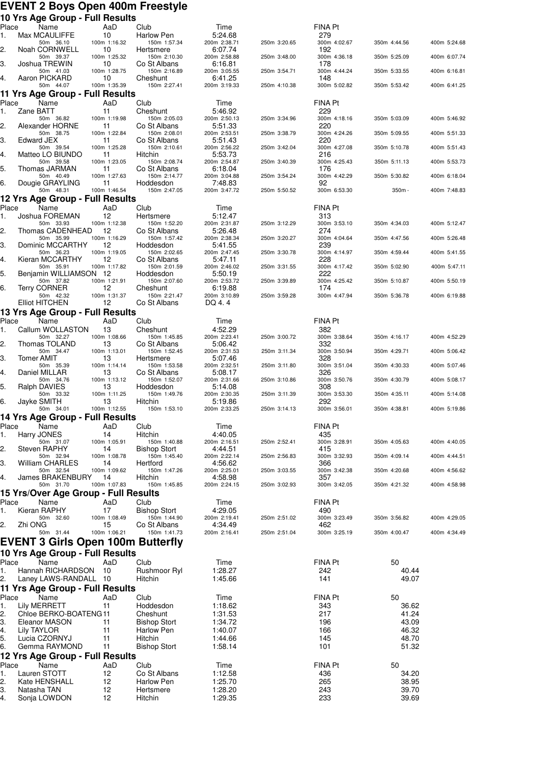# EVENT 2 Boys Open 400m Freestyle

## 10 Yrs Age Group - Full Results

| Place | Name | AaD | Club | Time | | FINA Pt | | |
|---|---|---|---|---|---|---|---|---|
| 1. | Max MCAULIFFE | 10 | Harlow Pen | 5:24.68 | | 279 | | |
| | 50m 36.10 | 100m 1:16.32 | 150m 1:57.34 | 200m 2:38.71 | 250m 3:20.65 | 300m 4:02.67 | 350m 4:44.56 | 400m 5:24.68 |
| 2. | Noah CORNWELL | 10 | Hertsmere | 6:07.74 | | 192 | | |
| | 50m 39.37 | 100m 1:25.32 | 150m 2:10.30 | 200m 2:58.88 | 250m 3:48.00 | 300m 4:36.18 | 350m 5:25.09 | 400m 6:07.74 |
| 3. | Joshua TREWIN | 10 | Co St Albans | 6:16.81 | | 178 | | |
| | 50m 41.03 | 100m 1:28.75 | 150m 2:16.89 | 200m 3:05.55 | 250m 3:54.71 | 300m 4:44.24 | 350m 5:33.55 | 400m 6:16.81 |
| 4. | Aaron PICKARD | 10 | Cheshunt | 6:41.25 | | 148 | | |
| | 50m 44.07 | 100m 1:35.39 | 150m 2:27.41 | 200m 3:19.33 | 250m 4:10.38 | 300m 5:02.82 | 350m 5:53.42 | 400m 6:41.25 |

## 11 Yrs Age Group - Full Results

| Place | Name | AaD | Club | Time | | FINA Pt | | |
|---|---|---|---|---|---|---|---|---|
| 1. | Zane BATT | 11 | Cheshunt | 5:46.92 | | 229 | | |
| | 50m 36.82 | 100m 1:19.98 | 150m 2:05.03 | 200m 2:50.13 | 250m 3:34.96 | 300m 4:18.16 | 350m 5:03.09 | 400m 5:46.92 |
| 2. | Alexander HORNE | 11 | Co St Albans | 5:51.33 | | 220 | | |
| | 50m 38.75 | 100m 1:22.84 | 150m 2:08.01 | 200m 2:53.51 | 250m 3:38.79 | 300m 4:24.26 | 350m 5:09.55 | 400m 5:51.33 |
| 3. | Edward JEX | 11 | Co St Albans | 5:51.43 | | 220 | | |
| | 50m 39.54 | 100m 1:25.28 | 150m 2:10.61 | 200m 2:56.22 | 250m 3:42.04 | 300m 4:27.08 | 350m 5:10.78 | 400m 5:51.43 |
| 4. | Matteo LO BIUNDO | 11 | Hitchin | 5:53.73 | | 216 | | |
| | 50m 39.58 | 100m 1:23.05 | 150m 2:08.74 | 200m 2:54.87 | 250m 3:40.39 | 300m 4:25.43 | 350m 5:11.13 | 400m 5:53.73 |
| 5. | Thomas JARMAN | 11 | Co St Albans | 6:18.04 | | 176 | | |
| | 50m 40.49 | 100m 1:27.63 | 150m 2:14.77 | 200m 3:04.88 | 250m 3:54.24 | 300m 4:42.29 | 350m 5:30.82 | 400m 6:18.04 |
| 6. | Dougie GRAYLING | 11 | Hoddesdon | 7:48.83 | | 92 | | |
| | 50m 48.31 | 100m 1:46.54 | 150m 2:47.05 | 200m 3:47.72 | 250m 5:50.52 | 300m 6:53.30 | 350m - | 400m 7:48.83 |

## 12 Yrs Age Group - Full Results

| Place | Name | AaD | Club | Time | | FINA Pt | | |
|---|---|---|---|---|---|---|---|---|
| 1. | Joshua FOREMAN | 12 | Hertsmere | 5:12.47 | | 313 | | |
| | 50m 33.93 | 100m 1:12.38 | 150m 1:52.20 | 200m 2:31.87 | 250m 3:12.29 | 300m 3:53.10 | 350m 4:34.03 | 400m 5:12.47 |
| 2. | Thomas CADENHEAD | 12 | Co St Albans | 5:26.48 | | 274 | | |
| | 50m 35.99 | 100m 1:16.29 | 150m 1:57.42 | 200m 2:38.34 | 250m 3:20.27 | 300m 4:04.64 | 350m 4:47.56 | 400m 5:26.48 |
| 3. | Dominic MCCARTHY | 12 | Hoddesdon | 5:41.55 | | 239 | | |
| | 50m 36.23 | 100m 1:19.05 | 150m 2:02.65 | 200m 2:47.45 | 250m 3:30.78 | 300m 4:14.97 | 350m 4:59.44 | 400m 5:41.55 |
| 4. | Kieran MCCARTHY | 12 | Co St Albans | 5:47.11 | | 228 | | |
| | 50m 35.91 | 100m 1:17.82 | 150m 2:01.59 | 200m 2:46.02 | 250m 3:31.55 | 300m 4:17.42 | 350m 5:02.90 | 400m 5:47.11 |
| 5. | Benjamin WILLIAMSON | 12 | Hoddesdon | 5:50.19 | | 222 | | |
| | 50m 37.82 | 100m 1:21.91 | 150m 2:07.60 | 200m 2:53.72 | 250m 3:39.89 | 300m 4:25.42 | 350m 5:10.87 | 400m 5:50.19 |
| 6. | Terry CORNER | 12 | Cheshunt | 6:19.88 | | 174 | | |
| | 50m 42.32 | 100m 1:31.37 | 150m 2:21.47 | 200m 3:10.89 | 250m 3:59.28 | 300m 4:47.94 | 350m 5:36.78 | 400m 6:19.88 |
| | Elliot HITCHEN | 12 | Co St Albans | DQ 4. 4 | | | | |

## 13 Yrs Age Group - Full Results

| Place | Name | AaD | Club | Time | | FINA Pt | | |
|---|---|---|---|---|---|---|---|---|
| 1. | Callum WOLLASTON | 13 | Cheshunt | 4:52.29 | | 382 | | |
| | 50m 32.27 | 100m 1:08.66 | 150m 1:45.85 | 200m 2:23.41 | 250m 3:00.72 | 300m 3:38.64 | 350m 4:16.17 | 400m 4:52.29 |
| 2. | Thomas TOLAND | 13 | Co St Albans | 5:06.42 | | 332 | | |
| | 50m 34.47 | 100m 1:13.01 | 150m 1:52.45 | 200m 2:31.53 | 250m 3:11.34 | 300m 3:50.94 | 350m 4:29.71 | 400m 5:06.42 |
| 3. | Tomer AMIT | 13 | Hertsmere | 5:07.46 | | 328 | | |
| | 50m 35.39 | 100m 1:14.14 | 150m 1:53.58 | 200m 2:32.51 | 250m 3:11.80 | 300m 3:51.04 | 350m 4:30.33 | 400m 5:07.46 |
| 4. | Daniel MILLAR | 13 | Co St Albans | 5:08.17 | | 326 | | |
| | 50m 34.76 | 100m 1:13.12 | 150m 1:52.07 | 200m 2:31.66 | 250m 3:10.86 | 300m 3:50.76 | 350m 4:30.79 | 400m 5:08.17 |
| 5. | Ralph DAVIES | 13 | Hoddesdon | 5:14.08 | | 308 | | |
| | 50m 33.32 | 100m 1:11.25 | 150m 1:49.76 | 200m 2:30.35 | 250m 3:11.39 | 300m 3:53.30 | 350m 4:35.11 | 400m 5:14.08 |
| 6. | Jayke SMITH | 13 | Hitchin | 5:19.86 | | 292 | | |
| | 50m 34.01 | 100m 1:12.55 | 150m 1:53.10 | 200m 2:33.25 | 250m 3:14.13 | 300m 3:56.01 | 350m 4:38.81 | 400m 5:19.86 |

## 14 Yrs Age Group - Full Results

| Place | Name | AaD | Club | Time | | FINA Pt | | |
|---|---|---|---|---|---|---|---|---|
| 1. | Harry JONES | 14 | Hitchin | 4:40.05 | | 435 | | |
| | 50m 31.07 | 100m 1:05.91 | 150m 1:40.88 | 200m 2:16.51 | 250m 2:52.41 | 300m 3:28.91 | 350m 4:05.63 | 400m 4:40.05 |
| 2. | Steven RAPHY | 14 | Bishop Stort | 4:44.51 | | 415 | | |
| | 50m 32.94 | 100m 1:08.78 | 150m 1:45.40 | 200m 2:22.14 | 250m 2:56.83 | 300m 3:32.93 | 350m 4:09.14 | 400m 4:44.51 |
| 3. | William CHARLES | 14 | Hertford | 4:56.62 | | 366 | | |
| | 50m 32.54 | 100m 1:09.62 | 150m 1:47.26 | 200m 2:25.01 | 250m 3:03.55 | 300m 3:42.38 | 350m 4:20.68 | 400m 4:56.62 |
| 4. | James BRAKENBURY | 14 | Hitchin | 4:58.98 | | 357 | | |
| | 50m 31.70 | 100m 1:07.83 | 150m 1:45.85 | 200m 2:24.15 | 250m 3:02.93 | 300m 3:42.05 | 350m 4:21.32 | 400m 4:58.98 |

## 15 Yrs/Over Age Group - Full Results

| Place | Name | AaD | Club | Time | | FINA Pt | | |
|---|---|---|---|---|---|---|---|---|
| 1. | Kieran RAPHY | 17 | Bishop Stort | 4:29.05 | | 490 | | |
| | 50m 32.60 | 100m 1:08.49 | 150m 1:44.90 | 200m 2:19.41 | 250m 2:51.02 | 300m 3:23.49 | 350m 3:56.82 | 400m 4:29.05 |
| 2. | Zhi ONG | 15 | Co St Albans | 4:34.49 | | 462 | | |
| | 50m 31.44 | 100m 1:06.21 | 150m 1:41.73 | 200m 2:16.41 | 250m 2:51.04 | 300m 3:25.19 | 350m 4:00.47 | 400m 4:34.49 |

# EVENT 3 Girls Open 100m Butterfly

## 10 Yrs Age Group - Full Results

| Place | Name | AaD | Club | Time | FINA Pt | 50 |
|---|---|---|---|---|---|---|
| 1. | Hannah RICHARDSON | 10 | Rushmoor Ryl | 1:28.27 | 242 | 40.44 |
| 2. | Laney LAWS-RANDALL | 10 | Hitchin | 1:45.66 | 141 | 49.07 |

## 11 Yrs Age Group - Full Results

| Place | Name | AaD | Club | Time | FINA Pt | 50 |
|---|---|---|---|---|---|---|
| 1. | Lily MERRETT | 11 | Hoddesdon | 1:18.62 | 343 | 36.62 |
| 2. | Chloe BERKO-BOATENG | 11 | Cheshunt | 1:31.53 | 217 | 41.24 |
| 3. | Eleanor MASON | 11 | Bishop Stort | 1:34.72 | 196 | 43.09 |
| 4. | Lily TAYLOR | 11 | Harlow Pen | 1:40.07 | 166 | 46.32 |
| 5. | Lucia CZORNYJ | 11 | Hitchin | 1:44.66 | 145 | 48.70 |
| 6. | Gemma RAYMOND | 11 | Bishop Stort | 1:58.14 | 101 | 51.32 |

## 12 Yrs Age Group - Full Results

| Place | Name | AaD | Club | Time | FINA Pt | 50 |
|---|---|---|---|---|---|---|
| 1. | Lauren STOTT | 12 | Co St Albans | 1:12.58 | 436 | 34.20 |
| 2. | Kate HENSHALL | 12 | Harlow Pen | 1:25.70 | 265 | 38.95 |
| 3. | Natasha TAN | 12 | Hertsmere | 1:28.20 | 243 | 39.70 |
| 4. | Sonja LOWDON | 12 | Hitchin | 1:29.35 | 233 | 39.69 |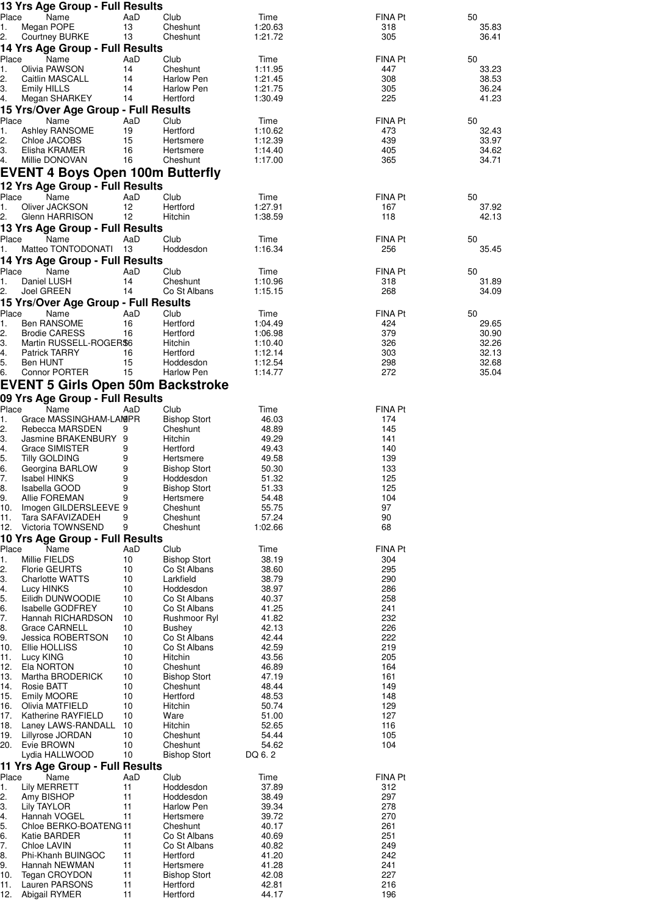### 13 Yrs Age Group - Full Results

| Place | Name | AaD | Club | Time | FINA Pt | 50 |
|---|---|---|---|---|---|---|
| 1. | Megan POPE | 13 | Cheshunt | 1:20.63 | 318 | 35.83 |
| 2. | Courtney BURKE | 13 | Cheshunt | 1:21.72 | 305 | 36.41 |

### 14 Yrs Age Group - Full Results

| Place | Name | AaD | Club | Time | FINA Pt | 50 |
|---|---|---|---|---|---|---|
| 1. | Olivia PAWSON | 14 | Cheshunt | 1:11.95 | 447 | 33.23 |
| 2. | Caitlin MASCALL | 14 | Harlow Pen | 1:21.45 | 308 | 38.53 |
| 3. | Emily HILLS | 14 | Harlow Pen | 1:21.75 | 305 | 36.24 |
| 4. | Megan SHARKEY | 14 | Hertford | 1:30.49 | 225 | 41.23 |

### 15 Yrs/Over Age Group - Full Results

| Place | Name | AaD | Club | Time | FINA Pt | 50 |
|---|---|---|---|---|---|---|
| 1. | Ashley RANSOME | 19 | Hertford | 1:10.62 | 473 | 32.43 |
| 2. | Chloe JACOBS | 15 | Hertsmere | 1:12.39 | 439 | 33.97 |
| 3. | Elisha KRAMER | 16 | Hertsmere | 1:14.40 | 405 | 34.62 |
| 4. | Millie DONOVAN | 16 | Cheshunt | 1:17.00 | 365 | 34.71 |

## EVENT 4 Boys Open 100m Butterfly

### 12 Yrs Age Group - Full Results

| Place | Name | AaD | Club | Time | FINA Pt | 50 |
|---|---|---|---|---|---|---|
| 1. | Oliver JACKSON | 12 | Hertford | 1:27.91 | 167 | 37.92 |
| 2. | Glenn HARRISON | 12 | Hitchin | 1:38.59 | 118 | 42.13 |

### 13 Yrs Age Group - Full Results

| Place | Name | AaD | Club | Time | FINA Pt | 50 |
|---|---|---|---|---|---|---|
| 1. | Matteo TONTODONATI | 13 | Hoddesdon | 1:16.34 | 256 | 35.45 |

### 14 Yrs Age Group - Full Results

| Place | Name | AaD | Club | Time | FINA Pt | 50 |
|---|---|---|---|---|---|---|
| 1. | Daniel LUSH | 14 | Cheshunt | 1:10.96 | 318 | 31.89 |
| 2. | Joel GREEN | 14 | Co St Albans | 1:15.15 | 268 | 34.09 |

### 15 Yrs/Over Age Group - Full Results

| Place | Name | AaD | Club | Time | FINA Pt | 50 |
|---|---|---|---|---|---|---|
| 1. | Ben RANSOME | 16 | Hertford | 1:04.49 | 424 | 29.65 |
| 2. | Brodie CARESS | 16 | Hertford | 1:06.98 | 379 | 30.90 |
| 3. | Martin RUSSELL-ROGERS | 16 | Hitchin | 1:10.40 | 326 | 32.26 |
| 4. | Patrick TARRY | 16 | Hertford | 1:12.14 | 303 | 32.13 |
| 5. | Ben HUNT | 15 | Hoddesdon | 1:12.54 | 298 | 32.68 |
| 6. | Connor PORTER | 15 | Harlow Pen | 1:14.77 | 272 | 35.04 |

## EVENT 5 Girls Open 50m Backstroke

### 09 Yrs Age Group - Full Results

| Place | Name | AaD | Club | Time | FINA Pt |
|---|---|---|---|---|---|
| 1. | Grace MASSINGHAM-LAMPR | 9 | Bishop Stort | 46.03 | 174 |
| 2. | Rebecca MARSDEN | 9 | Cheshunt | 48.89 | 145 |
| 3. | Jasmine BRAKENBURY | 9 | Hitchin | 49.29 | 141 |
| 4. | Grace SIMISTER | 9 | Hertford | 49.43 | 140 |
| 5. | Tilly GOLDING | 9 | Hertsmere | 49.58 | 139 |
| 6. | Georgina BARLOW | 9 | Bishop Stort | 50.30 | 133 |
| 7. | Isabel HINKS | 9 | Hoddesdon | 51.32 | 125 |
| 8. | Isabella GOOD | 9 | Bishop Stort | 51.33 | 125 |
| 9. | Allie FOREMAN | 9 | Hertsmere | 54.48 | 104 |
| 10. | Imogen GILDERSLEEVE | 9 | Cheshunt | 55.75 | 97 |
| 11. | Tara SAFAVIZADEH | 9 | Cheshunt | 57.24 | 90 |
| 12. | Victoria TOWNSEND | 9 | Cheshunt | 1:02.66 | 68 |

### 10 Yrs Age Group - Full Results

| Place | Name | AaD | Club | Time | FINA Pt |
|---|---|---|---|---|---|
| 1. | Millie FIELDS | 10 | Bishop Stort | 38.19 | 304 |
| 2. | Florie GEURTS | 10 | Co St Albans | 38.60 | 295 |
| 3. | Charlotte WATTS | 10 | Larkfield | 38.79 | 290 |
| 4. | Lucy HINKS | 10 | Hoddesdon | 38.97 | 286 |
| 5. | Eilidh DUNWOODIE | 10 | Co St Albans | 40.37 | 258 |
| 6. | Isabelle GODFREY | 10 | Co St Albans | 41.25 | 241 |
| 7. | Hannah RICHARDSON | 10 | Rushmoor Ryl | 41.82 | 232 |
| 8. | Grace CARNELL | 10 | Bushey | 42.13 | 226 |
| 9. | Jessica ROBERTSON | 10 | Co St Albans | 42.44 | 222 |
| 10. | Ellie HOLLISS | 10 | Co St Albans | 42.59 | 219 |
| 11. | Lucy KING | 10 | Hitchin | 43.56 | 205 |
| 12. | Ela NORTON | 10 | Cheshunt | 46.89 | 164 |
| 13. | Martha BRODERICK | 10 | Bishop Stort | 47.19 | 161 |
| 14. | Rosie BATT | 10 | Cheshunt | 48.44 | 149 |
| 15. | Emily MOORE | 10 | Hertford | 48.53 | 148 |
| 16. | Olivia MATFIELD | 10 | Hitchin | 50.74 | 129 |
| 17. | Katherine RAYFIELD | 10 | Ware | 51.00 | 127 |
| 18. | Laney LAWS-RANDALL | 10 | Hitchin | 52.65 | 116 |
| 19. | Lillyrose JORDAN | 10 | Cheshunt | 54.44 | 105 |
| 20. | Evie BROWN | 10 | Cheshunt | 54.62 | 104 |
| | Lydia HALLWOOD | 10 | Bishop Stort | DQ 6. 2 | |

### 11 Yrs Age Group - Full Results

| Place | Name | AaD | Club | Time | FINA Pt |
|---|---|---|---|---|---|
| 1. | Lily MERRETT | 11 | Hoddesdon | 37.89 | 312 |
| 2. | Amy BISHOP | 11 | Hoddesdon | 38.49 | 297 |
| 3. | Lily TAYLOR | 11 | Harlow Pen | 39.34 | 278 |
| 4. | Hannah VOGEL | 11 | Hertsmere | 39.72 | 270 |
| 5. | Chloe BERKO-BOATENG | 11 | Cheshunt | 40.17 | 261 |
| 6. | Katie BARDER | 11 | Co St Albans | 40.69 | 251 |
| 7. | Chloe LAVIN | 11 | Co St Albans | 40.82 | 249 |
| 8. | Phi-Khanh BUINGOC | 11 | Hertford | 41.20 | 242 |
| 9. | Hannah NEWMAN | 11 | Hertsmere | 41.28 | 241 |
| 10. | Tegan CROYDON | 11 | Bishop Stort | 42.08 | 227 |
| 11. | Lauren PARSONS | 11 | Hertford | 42.81 | 216 |
| 12. | Abigail RYMER | 11 | Hertford | 44.17 | 196 |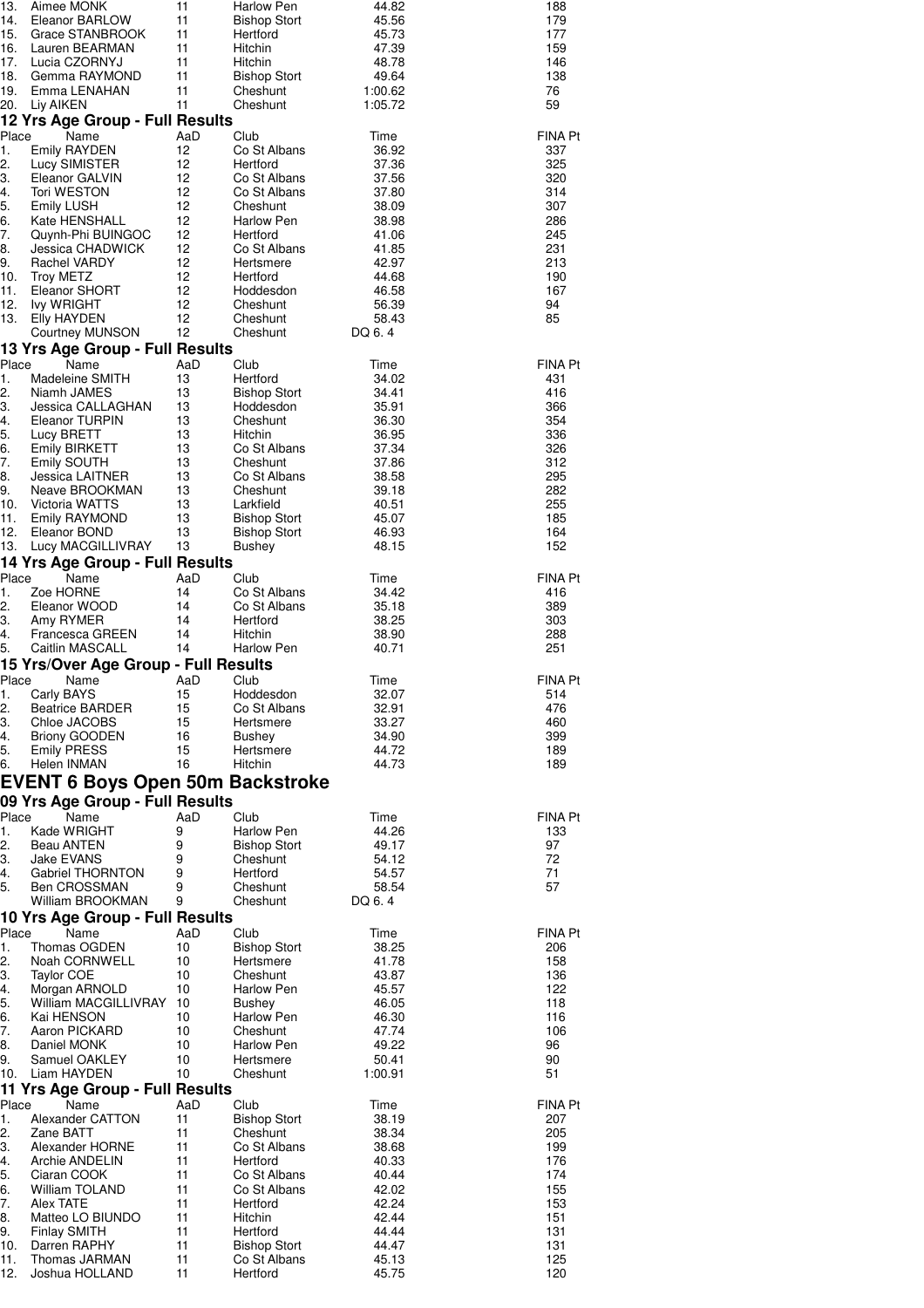| Place | Name | AaD | Club | Time | FINA Pt |
|---|---|---|---|---|---|
| 13. | Aimee MONK | 11 | Harlow Pen | 44.82 | 188 |
| 14. | Eleanor BARLOW | 11 | Bishop Stort | 45.56 | 179 |
| 15. | Grace STANBROOK | 11 | Hertford | 45.73 | 177 |
| 16. | Lauren BEARMAN | 11 | Hitchin | 47.39 | 159 |
| 17. | Lucia CZORNYJ | 11 | Hitchin | 48.78 | 146 |
| 18. | Gemma RAYMOND | 11 | Bishop Stort | 49.64 | 138 |
| 19. | Emma LENAHAN | 11 | Cheshunt | 1:00.62 | 76 |
| 20. | Liy AIKEN | 11 | Cheshunt | 1:05.72 | 59 |

### 12 Yrs Age Group - Full Results

| Place | Name | AaD | Club | Time | FINA Pt |
|---|---|---|---|---|---|
| 1. | Emily RAYDEN | 12 | Co St Albans | 36.92 | 337 |
| 2. | Lucy SIMISTER | 12 | Hertford | 37.36 | 325 |
| 3. | Eleanor GALVIN | 12 | Co St Albans | 37.56 | 320 |
| 4. | Tori WESTON | 12 | Co St Albans | 37.80 | 314 |
| 5. | Emily LUSH | 12 | Cheshunt | 38.09 | 307 |
| 6. | Kate HENSHALL | 12 | Harlow Pen | 38.98 | 286 |
| 7. | Quynh-Phi BUINGOC | 12 | Hertford | 41.06 | 245 |
| 8. | Jessica CHADWICK | 12 | Co St Albans | 41.85 | 231 |
| 9. | Rachel VARDY | 12 | Hertsmere | 42.97 | 213 |
| 10. | Troy METZ | 12 | Hertford | 44.68 | 190 |
| 11. | Eleanor SHORT | 12 | Hoddesdon | 46.58 | 167 |
| 12. | Ivy WRIGHT | 12 | Cheshunt | 56.39 | 94 |
| 13. | Elly HAYDEN | 12 | Cheshunt | 58.43 | 85 |
| | Courtney MUNSON | 12 | Cheshunt | DQ 6. 4 | |

### 13 Yrs Age Group - Full Results

| Place | Name | AaD | Club | Time | FINA Pt |
|---|---|---|---|---|---|
| 1. | Madeleine SMITH | 13 | Hertford | 34.02 | 431 |
| 2. | Niamh JAMES | 13 | Bishop Stort | 34.41 | 416 |
| 3. | Jessica CALLAGHAN | 13 | Hoddesdon | 35.91 | 366 |
| 4. | Eleanor TURPIN | 13 | Cheshunt | 36.30 | 354 |
| 5. | Lucy BRETT | 13 | Hitchin | 36.95 | 336 |
| 6. | Emily BIRKETT | 13 | Co St Albans | 37.34 | 326 |
| 7. | Emily SOUTH | 13 | Cheshunt | 37.86 | 312 |
| 8. | Jessica LAITNER | 13 | Co St Albans | 38.58 | 295 |
| 9. | Neave BROOKMAN | 13 | Cheshunt | 39.18 | 282 |
| 10. | Victoria WATTS | 13 | Larkfield | 40.51 | 255 |
| 11. | Emily RAYMOND | 13 | Bishop Stort | 45.07 | 185 |
| 12. | Eleanor BOND | 13 | Bishop Stort | 46.93 | 164 |
| 13. | Lucy MACGILLIVRAY | 13 | Bushey | 48.15 | 152 |

### 14 Yrs Age Group - Full Results

| Place | Name | AaD | Club | Time | FINA Pt |
|---|---|---|---|---|---|
| 1. | Zoe HORNE | 14 | Co St Albans | 34.42 | 416 |
| 2. | Eleanor WOOD | 14 | Co St Albans | 35.18 | 389 |
| 3. | Amy RYMER | 14 | Hertford | 38.25 | 303 |
| 4. | Francesca GREEN | 14 | Hitchin | 38.90 | 288 |
| 5. | Caitlin MASCALL | 14 | Harlow Pen | 40.71 | 251 |

### 15 Yrs/Over Age Group - Full Results

| Place | Name | AaD | Club | Time | FINA Pt |
|---|---|---|---|---|---|
| 1. | Carly BAYS | 15 | Hoddesdon | 32.07 | 514 |
| 2. | Beatrice BARDER | 15 | Co St Albans | 32.91 | 476 |
| 3. | Chloe JACOBS | 15 | Hertsmere | 33.27 | 460 |
| 4. | Briony GOODEN | 16 | Bushey | 34.90 | 399 |
| 5. | Emily PRESS | 15 | Hertsmere | 44.72 | 189 |
| 6. | Helen INMAN | 16 | Hitchin | 44.73 | 189 |

## EVENT 6 Boys Open 50m Backstroke

### 09 Yrs Age Group - Full Results

| Place | Name | AaD | Club | Time | FINA Pt |
|---|---|---|---|---|---|
| 1. | Kade WRIGHT | 9 | Harlow Pen | 44.26 | 133 |
| 2. | Beau ANTEN | 9 | Bishop Stort | 49.17 | 97 |
| 3. | Jake EVANS | 9 | Cheshunt | 54.12 | 72 |
| 4. | Gabriel THORNTON | 9 | Hertford | 54.57 | 71 |
| 5. | Ben CROSSMAN | 9 | Cheshunt | 58.54 | 57 |
| | William BROOKMAN | 9 | Cheshunt | DQ 6. 4 | |

### 10 Yrs Age Group - Full Results

| Place | Name | AaD | Club | Time | FINA Pt |
|---|---|---|---|---|---|
| 1. | Thomas OGDEN | 10 | Bishop Stort | 38.25 | 206 |
| 2. | Noah CORNWELL | 10 | Hertsmere | 41.78 | 158 |
| 3. | Taylor COE | 10 | Cheshunt | 43.87 | 136 |
| 4. | Morgan ARNOLD | 10 | Harlow Pen | 45.57 | 122 |
| 5. | William MACGILLIVRAY | 10 | Bushey | 46.05 | 118 |
| 6. | Kai HENSON | 10 | Harlow Pen | 46.30 | 116 |
| 7. | Aaron PICKARD | 10 | Cheshunt | 47.74 | 106 |
| 8. | Daniel MONK | 10 | Harlow Pen | 49.22 | 96 |
| 9. | Samuel OAKLEY | 10 | Hertsmere | 50.41 | 90 |
| 10. | Liam HAYDEN | 10 | Cheshunt | 1:00.91 | 51 |

### 11 Yrs Age Group - Full Results

| Place | Name | AaD | Club | Time | FINA Pt |
|---|---|---|---|---|---|
| 1. | Alexander CATTON | 11 | Bishop Stort | 38.19 | 207 |
| 2. | Zane BATT | 11 | Cheshunt | 38.34 | 205 |
| 3. | Alexander HORNE | 11 | Co St Albans | 38.68 | 199 |
| 4. | Archie ANDELIN | 11 | Hertford | 40.33 | 176 |
| 5. | Ciaran COOK | 11 | Co St Albans | 40.44 | 174 |
| 6. | William TOLAND | 11 | Co St Albans | 42.02 | 155 |
| 7. | Alex TATE | 11 | Hertford | 42.24 | 153 |
| 8. | Matteo LO BIUNDO | 11 | Hitchin | 42.44 | 151 |
| 9. | Finlay SMITH | 11 | Hertford | 44.44 | 131 |
| 10. | Darren RAPHY | 11 | Bishop Stort | 44.47 | 131 |
| 11. | Thomas JARMAN | 11 | Co St Albans | 45.13 | 125 |
| 12. | Joshua HOLLAND | 11 | Hertford | 45.75 | 120 |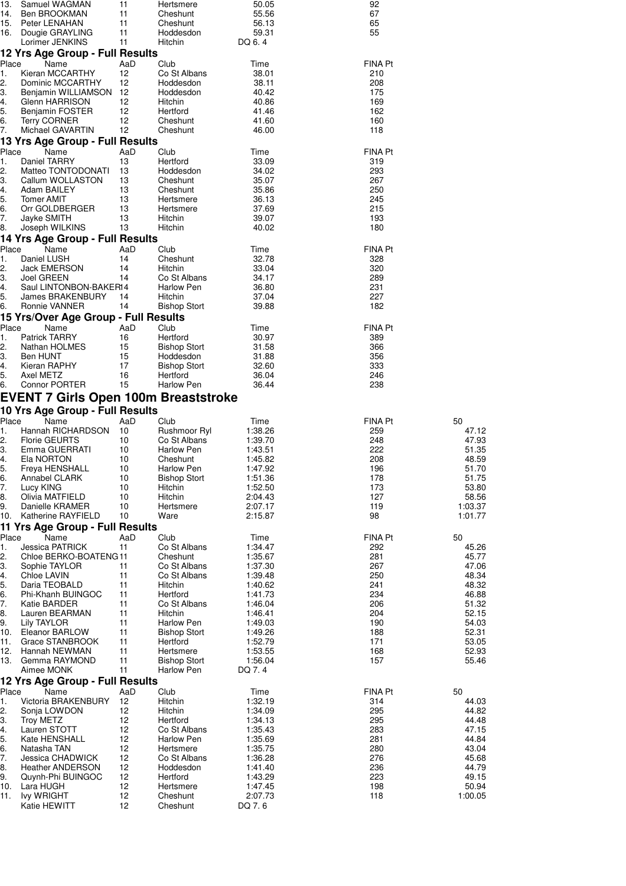| Place | Name | AaD | Club | Time | FINA Pt |
|---|---|---|---|---|---|
| 13. | Samuel WAGMAN | 11 | Hertsmere | 50.05 | 92 |
| 14. | Ben BROOKMAN | 11 | Cheshunt | 55.56 | 67 |
| 15. | Peter LENAHAN | 11 | Cheshunt | 56.13 | 65 |
| 16. | Dougie GRAYLING | 11 | Hoddesdon | 59.31 | 55 |
| | Lorimer JENKINS | 11 | Hitchin | DQ 6. 4 | |

### 12 Yrs Age Group - Full Results

| Place | Name | AaD | Club | Time | FINA Pt |
|---|---|---|---|---|---|
| 1. | Kieran MCCARTHY | 12 | Co St Albans | 38.01 | 210 |
| 2. | Dominic MCCARTHY | 12 | Hoddesdon | 38.11 | 208 |
| 3. | Benjamin WILLIAMSON | 12 | Hoddesdon | 40.42 | 175 |
| 4. | Glenn HARRISON | 12 | Hitchin | 40.86 | 169 |
| 5. | Benjamin FOSTER | 12 | Hertford | 41.46 | 162 |
| 6. | Terry CORNER | 12 | Cheshunt | 41.60 | 160 |
| 7. | Michael GAVARTIN | 12 | Cheshunt | 46.00 | 118 |

### 13 Yrs Age Group - Full Results

| Place | Name | AaD | Club | Time | FINA Pt |
|---|---|---|---|---|---|
| 1. | Daniel TARRY | 13 | Hertford | 33.09 | 319 |
| 2. | Matteo TONTODONATI | 13 | Hoddesdon | 34.02 | 293 |
| 3. | Callum WOLLASTON | 13 | Cheshunt | 35.07 | 267 |
| 4. | Adam BAILEY | 13 | Cheshunt | 35.86 | 250 |
| 5. | Tomer AMIT | 13 | Hertsmere | 36.13 | 245 |
| 6. | Orr GOLDBERGER | 13 | Hertsmere | 37.69 | 215 |
| 7. | Jayke SMITH | 13 | Hitchin | 39.07 | 193 |
| 8. | Joseph WILKINS | 13 | Hitchin | 40.02 | 180 |

### 14 Yrs Age Group - Full Results

| Place | Name | AaD | Club | Time | FINA Pt |
|---|---|---|---|---|---|
| 1. | Daniel LUSH | 14 | Cheshunt | 32.78 | 328 |
| 2. | Jack EMERSON | 14 | Hitchin | 33.04 | 320 |
| 3. | Joel GREEN | 14 | Co St Albans | 34.17 | 289 |
| 4. | Saul LINTONBON-BAKER | 14 | Harlow Pen | 36.80 | 231 |
| 5. | James BRAKENBURY | 14 | Hitchin | 37.04 | 227 |
| 6. | Ronnie VANNER | 14 | Bishop Stort | 39.88 | 182 |

### 15 Yrs/Over Age Group - Full Results

| Place | Name | AaD | Club | Time | FINA Pt |
|---|---|---|---|---|---|
| 1. | Patrick TARRY | 16 | Hertford | 30.97 | 389 |
| 2. | Nathan HOLMES | 15 | Bishop Stort | 31.58 | 366 |
| 3. | Ben HUNT | 15 | Hoddesdon | 31.88 | 356 |
| 4. | Kieran RAPHY | 17 | Bishop Stort | 32.60 | 333 |
| 5. | Axel METZ | 16 | Hertford | 36.04 | 246 |
| 6. | Connor PORTER | 15 | Harlow Pen | 36.44 | 238 |

## EVENT 7 Girls Open 100m Breaststroke

### 10 Yrs Age Group - Full Results

| Place | Name | AaD | Club | Time | FINA Pt | 50 |
|---|---|---|---|---|---|---|
| 1. | Hannah RICHARDSON | 10 | Rushmoor Ryl | 1:38.26 | 259 | 47.12 |
| 2. | Florie GEURTS | 10 | Co St Albans | 1:39.70 | 248 | 47.93 |
| 3. | Emma GUERRATI | 10 | Harlow Pen | 1:43.51 | 222 | 51.35 |
| 4. | Ela NORTON | 10 | Cheshunt | 1:45.82 | 208 | 48.59 |
| 5. | Freya HENSHALL | 10 | Harlow Pen | 1:47.92 | 196 | 51.70 |
| 6. | Annabel CLARK | 10 | Bishop Stort | 1:51.36 | 178 | 51.75 |
| 7. | Lucy KING | 10 | Hitchin | 1:52.50 | 173 | 53.80 |
| 8. | Olivia MATFIELD | 10 | Hitchin | 2:04.43 | 127 | 58.56 |
| 9. | Danielle KRAMER | 10 | Hertsmere | 2:07.17 | 119 | 1:03.37 |
| 10. | Katherine RAYFIELD | 10 | Ware | 2:15.87 | 98 | 1:01.77 |

### 11 Yrs Age Group - Full Results

| Place | Name | AaD | Club | Time | FINA Pt | 50 |
|---|---|---|---|---|---|---|
| 1. | Jessica PATRICK | 11 | Co St Albans | 1:34.47 | 292 | 45.26 |
| 2. | Chloe BERKO-BOATENG | 11 | Cheshunt | 1:35.67 | 281 | 45.77 |
| 3. | Sophie TAYLOR | 11 | Co St Albans | 1:37.30 | 267 | 47.06 |
| 4. | Chloe LAVIN | 11 | Co St Albans | 1:39.48 | 250 | 48.34 |
| 5. | Daria TEOBALD | 11 | Hitchin | 1:40.62 | 241 | 48.32 |
| 6. | Phi-Khanh BUINGOC | 11 | Hertford | 1:41.73 | 234 | 46.88 |
| 7. | Katie BARDER | 11 | Co St Albans | 1:46.04 | 206 | 51.32 |
| 8. | Lauren BEARMAN | 11 | Hitchin | 1:46.41 | 204 | 52.15 |
| 9. | Lily TAYLOR | 11 | Harlow Pen | 1:49.03 | 190 | 54.03 |
| 10. | Eleanor BARLOW | 11 | Bishop Stort | 1:49.26 | 188 | 52.31 |
| 11. | Grace STANBROOK | 11 | Hertford | 1:52.79 | 171 | 53.05 |
| 12. | Hannah NEWMAN | 11 | Hertsmere | 1:53.55 | 168 | 52.93 |
| 13. | Gemma RAYMOND | 11 | Bishop Stort | 1:56.04 | 157 | 55.46 |
| | Aimee MONK | 11 | Harlow Pen | DQ 7. 4 | | |

### 12 Yrs Age Group - Full Results

| Place | Name | AaD | Club | Time | FINA Pt | 50 |
|---|---|---|---|---|---|---|
| 1. | Victoria BRAKENBURY | 12 | Hitchin | 1:32.19 | 314 | 44.03 |
| 2. | Sonja LOWDON | 12 | Hitchin | 1:34.09 | 295 | 44.82 |
| 3. | Troy METZ | 12 | Hertford | 1:34.13 | 295 | 44.48 |
| 4. | Lauren STOTT | 12 | Co St Albans | 1:35.43 | 283 | 47.15 |
| 5. | Kate HENSHALL | 12 | Harlow Pen | 1:35.69 | 281 | 44.84 |
| 6. | Natasha TAN | 12 | Hertsmere | 1:35.75 | 280 | 43.04 |
| 7. | Jessica CHADWICK | 12 | Co St Albans | 1:36.28 | 276 | 45.68 |
| 8. | Heather ANDERSON | 12 | Hoddesdon | 1:41.40 | 236 | 44.79 |
| 9. | Quynh-Phi BUINGOC | 12 | Hertford | 1:43.29 | 223 | 49.15 |
| 10. | Lara HUGH | 12 | Hertsmere | 1:47.45 | 198 | 50.94 |
| 11. | Ivy WRIGHT | 12 | Cheshunt | 2:07.73 | 118 | 1:00.05 |
| | Katie HEWITT | 12 | Cheshunt | DQ 7. 6 | | |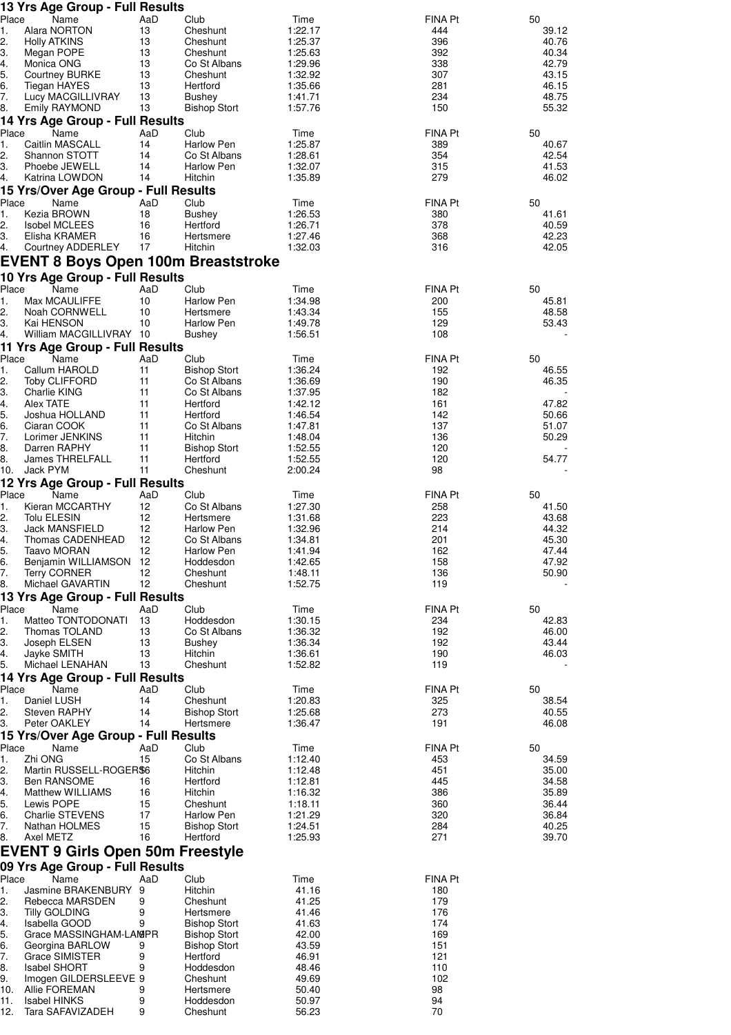### 13 Yrs Age Group - Full Results

| Place | Name | AaD | Club | Time | FINA Pt | 50 |
|---|---|---|---|---|---|---|
| 1. | Alara NORTON | 13 | Cheshunt | 1:22.17 | 444 | 39.12 |
| 2. | Holly ATKINS | 13 | Cheshunt | 1:25.37 | 396 | 40.76 |
| 3. | Megan POPE | 13 | Cheshunt | 1:25.63 | 392 | 40.34 |
| 4. | Monica ONG | 13 | Co St Albans | 1:29.96 | 338 | 42.79 |
| 5. | Courtney BURKE | 13 | Cheshunt | 1:32.92 | 307 | 43.15 |
| 6. | Tiegan HAYES | 13 | Hertford | 1:35.66 | 281 | 46.15 |
| 7. | Lucy MACGILLIVRAY | 13 | Bushey | 1:41.71 | 234 | 48.75 |
| 8. | Emily RAYMOND | 13 | Bishop Stort | 1:57.76 | 150 | 55.32 |

### 14 Yrs Age Group - Full Results

| Place | Name | AaD | Club | Time | FINA Pt | 50 |
|---|---|---|---|---|---|---|
| 1. | Caitlin MASCALL | 14 | Harlow Pen | 1:25.87 | 389 | 40.67 |
| 2. | Shannon STOTT | 14 | Co St Albans | 1:28.61 | 354 | 42.54 |
| 3. | Phoebe JEWELL | 14 | Harlow Pen | 1:32.07 | 315 | 41.53 |
| 4. | Katrina LOWDON | 14 | Hitchin | 1:35.89 | 279 | 46.02 |

### 15 Yrs/Over Age Group - Full Results

| Place | Name | AaD | Club | Time | FINA Pt | 50 |
|---|---|---|---|---|---|---|
| 1. | Kezia BROWN | 18 | Bushey | 1:26.53 | 380 | 41.61 |
| 2. | Isobel MCLEES | 16 | Hertford | 1:26.71 | 378 | 40.59 |
| 3. | Elisha KRAMER | 16 | Hertsmere | 1:27.46 | 368 | 42.23 |
| 4. | Courtney ADDERLEY | 17 | Hitchin | 1:32.03 | 316 | 42.05 |

## EVENT 8 Boys Open 100m Breaststroke

### 10 Yrs Age Group - Full Results

| Place | Name | AaD | Club | Time | FINA Pt | 50 |
|---|---|---|---|---|---|---|
| 1. | Max MCAULIFFE | 10 | Harlow Pen | 1:34.98 | 200 | 45.81 |
| 2. | Noah CORNWELL | 10 | Hertsmere | 1:43.34 | 155 | 48.58 |
| 3. | Kai HENSON | 10 | Harlow Pen | 1:49.78 | 129 | 53.43 |
| 4. | William MACGILLIVRAY | 10 | Bushey | 1:56.51 | 108 | - |

### 11 Yrs Age Group - Full Results

| Place | Name | AaD | Club | Time | FINA Pt | 50 |
|---|---|---|---|---|---|---|
| 1. | Callum HAROLD | 11 | Bishop Stort | 1:36.24 | 192 | 46.55 |
| 2. | Toby CLIFFORD | 11 | Co St Albans | 1:36.69 | 190 | 46.35 |
| 3. | Charlie KING | 11 | Co St Albans | 1:37.95 | 182 | - |
| 4. | Alex TATE | 11 | Hertford | 1:42.12 | 161 | 47.82 |
| 5. | Joshua HOLLAND | 11 | Hertford | 1:46.54 | 142 | 50.66 |
| 6. | Ciaran COOK | 11 | Co St Albans | 1:47.81 | 137 | 51.07 |
| 7. | Lorimer JENKINS | 11 | Hitchin | 1:48.04 | 136 | 50.29 |
| 8. | Darren RAPHY | 11 | Bishop Stort | 1:52.55 | 120 | - |
| 8. | James THRELFALL | 11 | Hertford | 1:52.55 | 120 | 54.77 |
| 10. | Jack PYM | 11 | Cheshunt | 2:00.24 | 98 | - |

### 12 Yrs Age Group - Full Results

| Place | Name | AaD | Club | Time | FINA Pt | 50 |
|---|---|---|---|---|---|---|
| 1. | Kieran MCCARTHY | 12 | Co St Albans | 1:27.30 | 258 | 41.50 |
| 2. | Tolu ELESIN | 12 | Hertsmere | 1:31.68 | 223 | 43.68 |
| 3. | Jack MANSFIELD | 12 | Harlow Pen | 1:32.96 | 214 | 44.32 |
| 4. | Thomas CADENHEAD | 12 | Co St Albans | 1:34.81 | 201 | 45.30 |
| 5. | Taavo MORAN | 12 | Harlow Pen | 1:41.94 | 162 | 47.44 |
| 6. | Benjamin WILLIAMSON | 12 | Hoddesdon | 1:42.65 | 158 | 47.92 |
| 7. | Terry CORNER | 12 | Cheshunt | 1:48.11 | 136 | 50.90 |
| 8. | Michael GAVARTIN | 12 | Cheshunt | 1:52.75 | 119 | - |

### 13 Yrs Age Group - Full Results

| Place | Name | AaD | Club | Time | FINA Pt | 50 |
|---|---|---|---|---|---|---|
| 1. | Matteo TONTODONATI | 13 | Hoddesdon | 1:30.15 | 234 | 42.83 |
| 2. | Thomas TOLAND | 13 | Co St Albans | 1:36.32 | 192 | 46.00 |
| 3. | Joseph ELSEN | 13 | Bushey | 1:36.34 | 192 | 43.44 |
| 4. | Jayke SMITH | 13 | Hitchin | 1:36.61 | 190 | 46.03 |
| 5. | Michael LENAHAN | 13 | Cheshunt | 1:52.82 | 119 | - |

### 14 Yrs Age Group - Full Results

| Place | Name | AaD | Club | Time | FINA Pt | 50 |
|---|---|---|---|---|---|---|
| 1. | Daniel LUSH | 14 | Cheshunt | 1:20.83 | 325 | 38.54 |
| 2. | Steven RAPHY | 14 | Bishop Stort | 1:25.68 | 273 | 40.55 |
| 3. | Peter OAKLEY | 14 | Hertsmere | 1:36.47 | 191 | 46.08 |

### 15 Yrs/Over Age Group - Full Results

| Place | Name | AaD | Club | Time | FINA Pt | 50 |
|---|---|---|---|---|---|---|
| 1. | Zhi ONG | 15 | Co St Albans | 1:12.40 | 453 | 34.59 |
| 2. | Martin RUSSELL-ROGERS | 16 | Hitchin | 1:12.48 | 451 | 35.00 |
| 3. | Ben RANSOME | 16 | Hertford | 1:12.81 | 445 | 34.58 |
| 4. | Matthew WILLIAMS | 16 | Hitchin | 1:16.32 | 386 | 35.89 |
| 5. | Lewis POPE | 15 | Cheshunt | 1:18.11 | 360 | 36.44 |
| 6. | Charlie STEVENS | 17 | Harlow Pen | 1:21.29 | 320 | 36.84 |
| 7. | Nathan HOLMES | 15 | Bishop Stort | 1:24.51 | 284 | 40.25 |
| 8. | Axel METZ | 16 | Hertford | 1:25.93 | 271 | 39.70 |

## EVENT 9 Girls Open 50m Freestyle

### 09 Yrs Age Group - Full Results

| Place | Name | AaD | Club | Time | FINA Pt |
|---|---|---|---|---|---|
| 1. | Jasmine BRAKENBURY | 9 | Hitchin | 41.16 | 180 |
| 2. | Rebecca MARSDEN | 9 | Cheshunt | 41.25 | 179 |
| 3. | Tilly GOLDING | 9 | Hertsmere | 41.46 | 176 |
| 4. | Isabella GOOD | 9 | Bishop Stort | 41.63 | 174 |
| 5. | Grace MASSINGHAM-LAMPR | 9 | Bishop Stort | 42.00 | 169 |
| 6. | Georgina BARLOW | 9 | Bishop Stort | 43.59 | 151 |
| 7. | Grace SIMISTER | 9 | Hertford | 46.91 | 121 |
| 8. | Isabel SHORT | 9 | Hoddesdon | 48.46 | 110 |
| 9. | Imogen GILDERSLEEVE | 9 | Cheshunt | 49.69 | 102 |
| 10. | Allie FOREMAN | 9 | Hertsmere | 50.40 | 98 |
| 11. | Isabel HINKS | 9 | Hoddesdon | 50.97 | 94 |
| 12. | Tara SAFAVIZADEH | 9 | Cheshunt | 56.23 | 70 |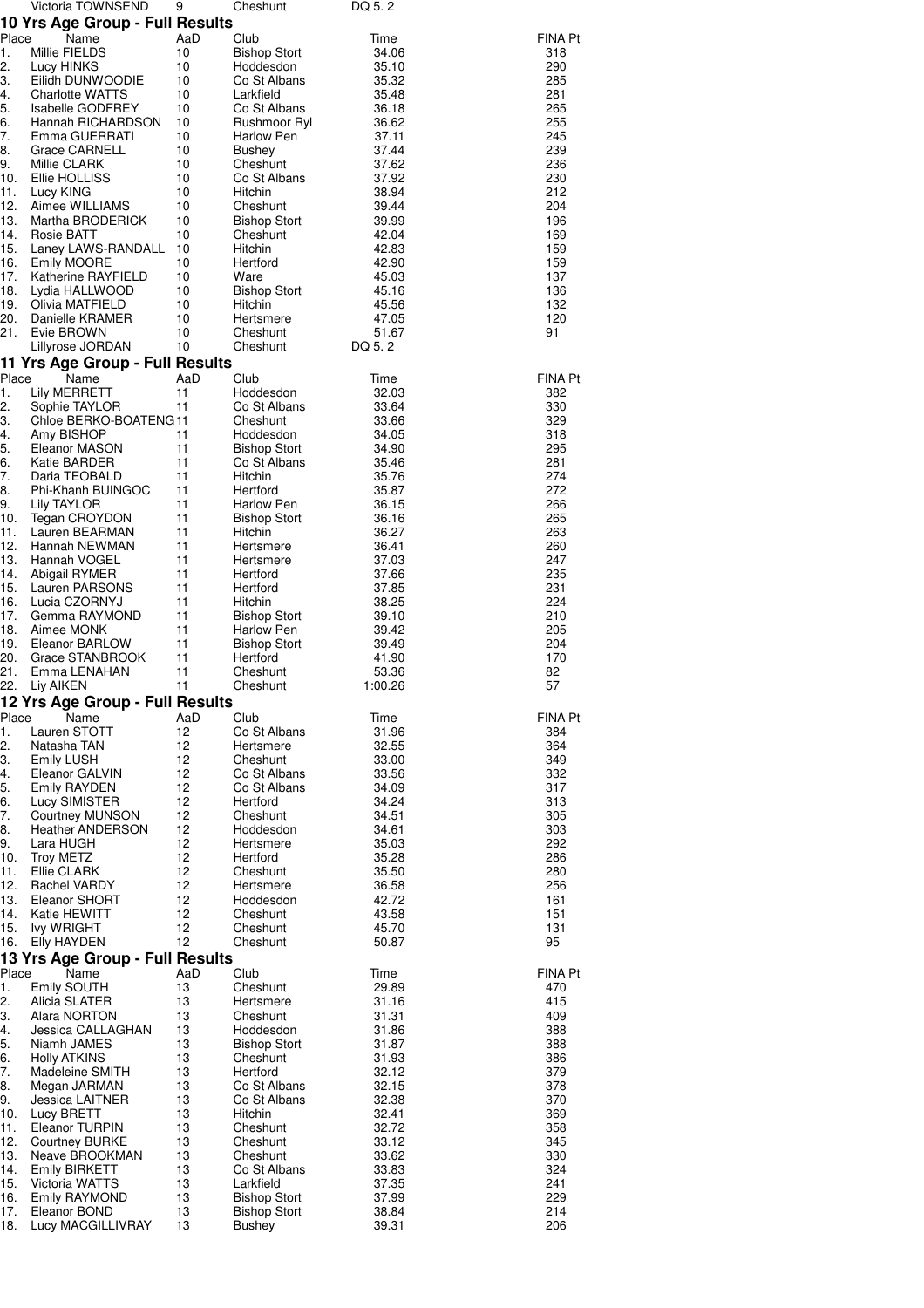| | Victoria TOWNSEND | 9 | Cheshunt | DQ 5. 2 | |
|---|---|---|---|---|---|

## 10 Yrs Age Group - Full Results

| Place | Name | AaD | Club | Time | FINA Pt |
|---|---|---|---|---|---|
| 1. | Millie FIELDS | 10 | Bishop Stort | 34.06 | 318 |
| 2. | Lucy HINKS | 10 | Hoddesdon | 35.10 | 290 |
| 3. | Eilidh DUNWOODIE | 10 | Co St Albans | 35.32 | 285 |
| 4. | Charlotte WATTS | 10 | Larkfield | 35.48 | 281 |
| 5. | Isabelle GODFREY | 10 | Co St Albans | 36.18 | 265 |
| 6. | Hannah RICHARDSON | 10 | Rushmoor Ryl | 36.62 | 255 |
| 7. | Emma GUERRATI | 10 | Harlow Pen | 37.11 | 245 |
| 8. | Grace CARNELL | 10 | Bushey | 37.44 | 239 |
| 9. | Millie CLARK | 10 | Cheshunt | 37.62 | 236 |
| 10. | Ellie HOLLISS | 10 | Co St Albans | 37.92 | 230 |
| 11. | Lucy KING | 10 | Hitchin | 38.94 | 212 |
| 12. | Aimee WILLIAMS | 10 | Cheshunt | 39.44 | 204 |
| 13. | Martha BRODERICK | 10 | Bishop Stort | 39.99 | 196 |
| 14. | Rosie BATT | 10 | Cheshunt | 42.04 | 169 |
| 15. | Laney LAWS-RANDALL | 10 | Hitchin | 42.83 | 159 |
| 16. | Emily MOORE | 10 | Hertford | 42.90 | 159 |
| 17. | Katherine RAYFIELD | 10 | Ware | 45.03 | 137 |
| 18. | Lydia HALLWOOD | 10 | Bishop Stort | 45.16 | 136 |
| 19. | Olivia MATFIELD | 10 | Hitchin | 45.56 | 132 |
| 20. | Danielle KRAMER | 10 | Hertsmere | 47.05 | 120 |
| 21. | Evie BROWN | 10 | Cheshunt | 51.67 | 91 |
| | Lillyrose JORDAN | 10 | Cheshunt | DQ 5. 2 | |

## 11 Yrs Age Group - Full Results

| Place | Name | AaD | Club | Time | FINA Pt |
|---|---|---|---|---|---|
| 1. | Lily MERRETT | 11 | Hoddesdon | 32.03 | 382 |
| 2. | Sophie TAYLOR | 11 | Co St Albans | 33.64 | 330 |
| 3. | Chloe BERKO-BOATENG | 11 | Cheshunt | 33.66 | 329 |
| 4. | Amy BISHOP | 11 | Hoddesdon | 34.05 | 318 |
| 5. | Eleanor MASON | 11 | Bishop Stort | 34.90 | 295 |
| 6. | Katie BARDER | 11 | Co St Albans | 35.46 | 281 |
| 7. | Daria TEOBALD | 11 | Hitchin | 35.76 | 274 |
| 8. | Phi-Khanh BUINGOC | 11 | Hertford | 35.87 | 272 |
| 9. | Lily TAYLOR | 11 | Harlow Pen | 36.15 | 266 |
| 10. | Tegan CROYDON | 11 | Bishop Stort | 36.16 | 265 |
| 11. | Lauren BEARMAN | 11 | Hitchin | 36.27 | 263 |
| 12. | Hannah NEWMAN | 11 | Hertsmere | 36.41 | 260 |
| 13. | Hannah VOGEL | 11 | Hertsmere | 37.03 | 247 |
| 14. | Abigail RYMER | 11 | Hertford | 37.66 | 235 |
| 15. | Lauren PARSONS | 11 | Hertford | 37.85 | 231 |
| 16. | Lucia CZORNYJ | 11 | Hitchin | 38.25 | 224 |
| 17. | Gemma RAYMOND | 11 | Bishop Stort | 39.10 | 210 |
| 18. | Aimee MONK | 11 | Harlow Pen | 39.42 | 205 |
| 19. | Eleanor BARLOW | 11 | Bishop Stort | 39.49 | 204 |
| 20. | Grace STANBROOK | 11 | Hertford | 41.90 | 170 |
| 21. | Emma LENAHAN | 11 | Cheshunt | 53.36 | 82 |
| 22. | Liy AIKEN | 11 | Cheshunt | 1:00.26 | 57 |

## 12 Yrs Age Group - Full Results

| Place | Name | AaD | Club | Time | FINA Pt |
|---|---|---|---|---|---|
| 1. | Lauren STOTT | 12 | Co St Albans | 31.96 | 384 |
| 2. | Natasha TAN | 12 | Hertsmere | 32.55 | 364 |
| 3. | Emily LUSH | 12 | Cheshunt | 33.00 | 349 |
| 4. | Eleanor GALVIN | 12 | Co St Albans | 33.56 | 332 |
| 5. | Emily RAYDEN | 12 | Co St Albans | 34.09 | 317 |
| 6. | Lucy SIMISTER | 12 | Hertford | 34.24 | 313 |
| 7. | Courtney MUNSON | 12 | Cheshunt | 34.51 | 305 |
| 8. | Heather ANDERSON | 12 | Hoddesdon | 34.61 | 303 |
| 9. | Lara HUGH | 12 | Hertsmere | 35.03 | 292 |
| 10. | Troy METZ | 12 | Hertford | 35.28 | 286 |
| 11. | Ellie CLARK | 12 | Cheshunt | 35.50 | 280 |
| 12. | Rachel VARDY | 12 | Hertsmere | 36.58 | 256 |
| 13. | Eleanor SHORT | 12 | Hoddesdon | 42.72 | 161 |
| 14. | Katie HEWITT | 12 | Cheshunt | 43.58 | 151 |
| 15. | Ivy WRIGHT | 12 | Cheshunt | 45.70 | 131 |
| 16. | Elly HAYDEN | 12 | Cheshunt | 50.87 | 95 |

## 13 Yrs Age Group - Full Results

| Place | Name | AaD | Club | Time | FINA Pt |
|---|---|---|---|---|---|
| 1. | Emily SOUTH | 13 | Cheshunt | 29.89 | 470 |
| 2. | Alicia SLATER | 13 | Hertsmere | 31.16 | 415 |
| 3. | Alara NORTON | 13 | Cheshunt | 31.31 | 409 |
| 4. | Jessica CALLAGHAN | 13 | Hoddesdon | 31.86 | 388 |
| 5. | Niamh JAMES | 13 | Bishop Stort | 31.87 | 388 |
| 6. | Holly ATKINS | 13 | Cheshunt | 31.93 | 386 |
| 7. | Madeleine SMITH | 13 | Hertford | 32.12 | 379 |
| 8. | Megan JARMAN | 13 | Co St Albans | 32.15 | 378 |
| 9. | Jessica LAITNER | 13 | Co St Albans | 32.38 | 370 |
| 10. | Lucy BRETT | 13 | Hitchin | 32.41 | 369 |
| 11. | Eleanor TURPIN | 13 | Cheshunt | 32.72 | 358 |
| 12. | Courtney BURKE | 13 | Cheshunt | 33.12 | 345 |
| 13. | Neave BROOKMAN | 13 | Cheshunt | 33.62 | 330 |
| 14. | Emily BIRKETT | 13 | Co St Albans | 33.83 | 324 |
| 15. | Victoria WATTS | 13 | Larkfield | 37.35 | 241 |
| 16. | Emily RAYMOND | 13 | Bishop Stort | 37.99 | 229 |
| 17. | Eleanor BOND | 13 | Bishop Stort | 38.84 | 214 |
| 18. | Lucy MACGILLIVRAY | 13 | Bushey | 39.31 | 206 |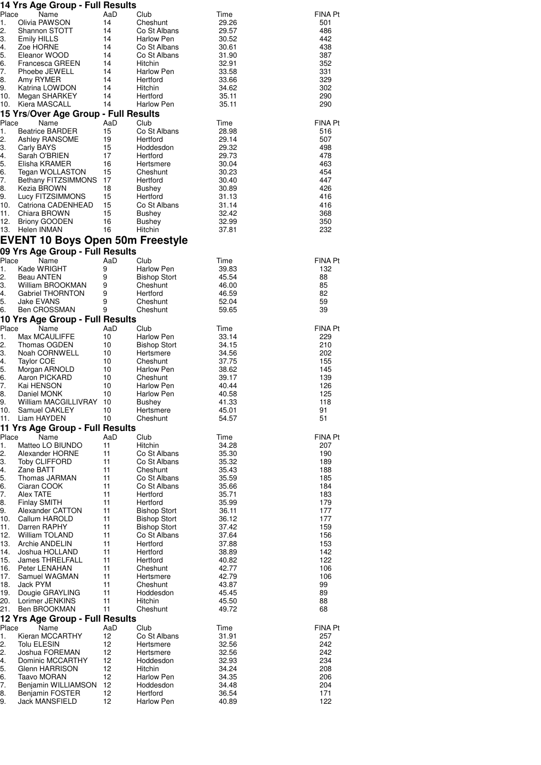### 14 Yrs Age Group - Full Results

| Place | Name | AaD | Club | Time | FINA Pt |
|---|---|---|---|---|---|
| 1. | Olivia PAWSON | 14 | Cheshunt | 29.26 | 501 |
| 2. | Shannon STOTT | 14 | Co St Albans | 29.57 | 486 |
| 3. | Emily HILLS | 14 | Harlow Pen | 30.52 | 442 |
| 4. | Zoe HORNE | 14 | Co St Albans | 30.61 | 438 |
| 5. | Eleanor WOOD | 14 | Co St Albans | 31.90 | 387 |
| 6. | Francesca GREEN | 14 | Hitchin | 32.91 | 352 |
| 7. | Phoebe JEWELL | 14 | Harlow Pen | 33.58 | 331 |
| 8. | Amy RYMER | 14 | Hertford | 33.66 | 329 |
| 9. | Katrina LOWDON | 14 | Hitchin | 34.62 | 302 |
| 10. | Megan SHARKEY | 14 | Hertford | 35.11 | 290 |
| 10. | Kiera MASCALL | 14 | Harlow Pen | 35.11 | 290 |

### 15 Yrs/Over Age Group - Full Results

| Place | Name | AaD | Club | Time | FINA Pt |
|---|---|---|---|---|---|
| 1. | Beatrice BARDER | 15 | Co St Albans | 28.98 | 516 |
| 2. | Ashley RANSOME | 19 | Hertford | 29.14 | 507 |
| 3. | Carly BAYS | 15 | Hoddesdon | 29.32 | 498 |
| 4. | Sarah O'BRIEN | 17 | Hertford | 29.73 | 478 |
| 5. | Elisha KRAMER | 16 | Hertsmere | 30.04 | 463 |
| 6. | Tegan WOLLASTON | 15 | Cheshunt | 30.23 | 454 |
| 7. | Bethany FITZSIMMONS | 17 | Hertford | 30.40 | 447 |
| 8. | Kezia BROWN | 18 | Bushey | 30.89 | 426 |
| 9. | Lucy FITZSIMMONS | 15 | Hertford | 31.13 | 416 |
| 10. | Catriona CADENHEAD | 15 | Co St Albans | 31.14 | 416 |
| 11. | Chiara BROWN | 15 | Bushey | 32.42 | 368 |
| 12. | Briony GOODEN | 16 | Bushey | 32.99 | 350 |
| 13. | Helen INMAN | 16 | Hitchin | 37.81 | 232 |

## EVENT 10 Boys Open 50m Freestyle

### 09 Yrs Age Group - Full Results

| Place | Name | AaD | Club | Time | FINA Pt |
|---|---|---|---|---|---|
| 1. | Kade WRIGHT | 9 | Harlow Pen | 39.83 | 132 |
| 2. | Beau ANTEN | 9 | Bishop Stort | 45.54 | 88 |
| 3. | William BROOKMAN | 9 | Cheshunt | 46.00 | 85 |
| 4. | Gabriel THORNTON | 9 | Hertford | 46.59 | 82 |
| 5. | Jake EVANS | 9 | Cheshunt | 52.04 | 59 |
| 6. | Ben CROSSMAN | 9 | Cheshunt | 59.65 | 39 |

### 10 Yrs Age Group - Full Results

| Place | Name | AaD | Club | Time | FINA Pt |
|---|---|---|---|---|---|
| 1. | Max MCAULIFFE | 10 | Harlow Pen | 33.14 | 229 |
| 2. | Thomas OGDEN | 10 | Bishop Stort | 34.15 | 210 |
| 3. | Noah CORNWELL | 10 | Hertsmere | 34.56 | 202 |
| 4. | Taylor COE | 10 | Cheshunt | 37.75 | 155 |
| 5. | Morgan ARNOLD | 10 | Harlow Pen | 38.62 | 145 |
| 6. | Aaron PICKARD | 10 | Cheshunt | 39.17 | 139 |
| 7. | Kai HENSON | 10 | Harlow Pen | 40.44 | 126 |
| 8. | Daniel MONK | 10 | Harlow Pen | 40.58 | 125 |
| 9. | William MACGILLIVRAY | 10 | Bushey | 41.33 | 118 |
| 10. | Samuel OAKLEY | 10 | Hertsmere | 45.01 | 91 |
| 11. | Liam HAYDEN | 10 | Cheshunt | 54.57 | 51 |

### 11 Yrs Age Group - Full Results

| Place | Name | AaD | Club | Time | FINA Pt |
|---|---|---|---|---|---|
| 1. | Matteo LO BIUNDO | 11 | Hitchin | 34.28 | 207 |
| 2. | Alexander HORNE | 11 | Co St Albans | 35.30 | 190 |
| 3. | Toby CLIFFORD | 11 | Co St Albans | 35.32 | 189 |
| 4. | Zane BATT | 11 | Cheshunt | 35.43 | 188 |
| 5. | Thomas JARMAN | 11 | Co St Albans | 35.59 | 185 |
| 6. | Ciaran COOK | 11 | Co St Albans | 35.66 | 184 |
| 7. | Alex TATE | 11 | Hertford | 35.71 | 183 |
| 8. | Finlay SMITH | 11 | Hertford | 35.99 | 179 |
| 9. | Alexander CATTON | 11 | Bishop Stort | 36.11 | 177 |
| 10. | Callum HAROLD | 11 | Bishop Stort | 36.12 | 177 |
| 11. | Darren RAPHY | 11 | Bishop Stort | 37.42 | 159 |
| 12. | William TOLAND | 11 | Co St Albans | 37.64 | 156 |
| 13. | Archie ANDELIN | 11 | Hertford | 37.88 | 153 |
| 14. | Joshua HOLLAND | 11 | Hertford | 38.89 | 142 |
| 15. | James THRELFALL | 11 | Hertford | 40.82 | 122 |
| 16. | Peter LENAHAN | 11 | Cheshunt | 42.77 | 106 |
| 17. | Samuel WAGMAN | 11 | Hertsmere | 42.79 | 106 |
| 18. | Jack PYM | 11 | Cheshunt | 43.87 | 99 |
| 19. | Dougie GRAYLING | 11 | Hoddesdon | 45.45 | 89 |
| 20. | Lorimer JENKINS | 11 | Hitchin | 45.50 | 88 |
| 21. | Ben BROOKMAN | 11 | Cheshunt | 49.72 | 68 |

### 12 Yrs Age Group - Full Results

| Place | Name | AaD | Club | Time | FINA Pt |
|---|---|---|---|---|---|
| 1. | Kieran MCCARTHY | 12 | Co St Albans | 31.91 | 257 |
| 2. | Tolu ELESIN | 12 | Hertsmere | 32.56 | 242 |
| 2. | Joshua FOREMAN | 12 | Hertsmere | 32.56 | 242 |
| 4. | Dominic MCCARTHY | 12 | Hoddesdon | 32.93 | 234 |
| 5. | Glenn HARRISON | 12 | Hitchin | 34.24 | 208 |
| 6. | Taavo MORAN | 12 | Harlow Pen | 34.35 | 206 |
| 7. | Benjamin WILLIAMSON | 12 | Hoddesdon | 34.48 | 204 |
| 8. | Benjamin FOSTER | 12 | Hertford | 36.54 | 171 |
| 9. | Jack MANSFIELD | 12 | Harlow Pen | 40.89 | 122 |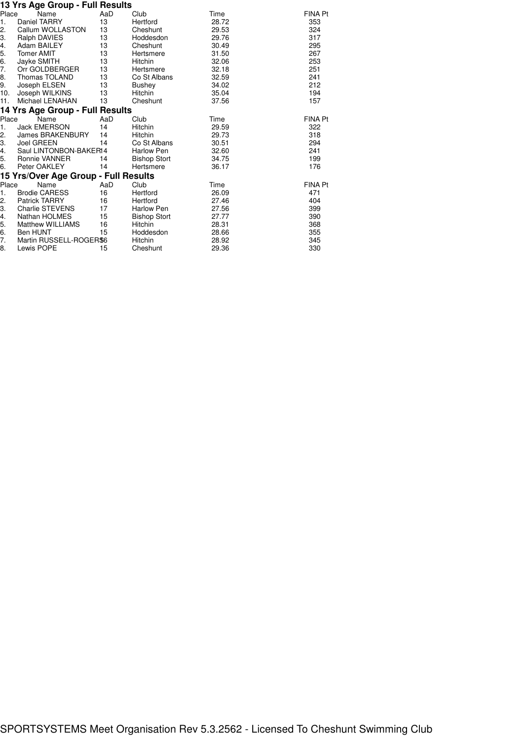### 13 Yrs Age Group - Full Results

| Place | Name | AaD | Club | Time | FINA Pt |
|---|---|---|---|---|---|
| 1. | Daniel TARRY | 13 | Hertford | 28.72 | 353 |
| 2. | Callum WOLLASTON | 13 | Cheshunt | 29.53 | 324 |
| 3. | Ralph DAVIES | 13 | Hoddesdon | 29.76 | 317 |
| 4. | Adam BAILEY | 13 | Cheshunt | 30.49 | 295 |
| 5. | Tomer AMIT | 13 | Hertsmere | 31.50 | 267 |
| 6. | Jayke SMITH | 13 | Hitchin | 32.06 | 253 |
| 7. | Orr GOLDBERGER | 13 | Hertsmere | 32.18 | 251 |
| 8. | Thomas TOLAND | 13 | Co St Albans | 32.59 | 241 |
| 9. | Joseph ELSEN | 13 | Bushey | 34.02 | 212 |
| 10. | Joseph WILKINS | 13 | Hitchin | 35.04 | 194 |
| 11. | Michael LENAHAN | 13 | Cheshunt | 37.56 | 157 |

### 14 Yrs Age Group - Full Results

| Place | Name | AaD | Club | Time | FINA Pt |
|---|---|---|---|---|---|
| 1. | Jack EMERSON | 14 | Hitchin | 29.59 | 322 |
| 2. | James BRAKENBURY | 14 | Hitchin | 29.73 | 318 |
| 3. | Joel GREEN | 14 | Co St Albans | 30.51 | 294 |
| 4. | Saul LINTONBON-BAKER | 14 | Harlow Pen | 32.60 | 241 |
| 5. | Ronnie VANNER | 14 | Bishop Stort | 34.75 | 199 |
| 6. | Peter OAKLEY | 14 | Hertsmere | 36.17 | 176 |

### 15 Yrs/Over Age Group - Full Results

| Place | Name | AaD | Club | Time | FINA Pt |
|---|---|---|---|---|---|
| 1. | Brodie CARESS | 16 | Hertford | 26.09 | 471 |
| 2. | Patrick TARRY | 16 | Hertford | 27.46 | 404 |
| 3. | Charlie STEVENS | 17 | Harlow Pen | 27.56 | 399 |
| 4. | Nathan HOLMES | 15 | Bishop Stort | 27.77 | 390 |
| 5. | Matthew WILLIAMS | 16 | Hitchin | 28.31 | 368 |
| 6. | Ben HUNT | 15 | Hoddesdon | 28.66 | 355 |
| 7. | Martin RUSSELL-ROGERS | 16 | Hitchin | 28.92 | 345 |
| 8. | Lewis POPE | 15 | Cheshunt | 29.36 | 330 |

SPORTSYSTEMS Meet Organisation Rev 5.3.2562 - Licensed To Cheshunt Swimming Club